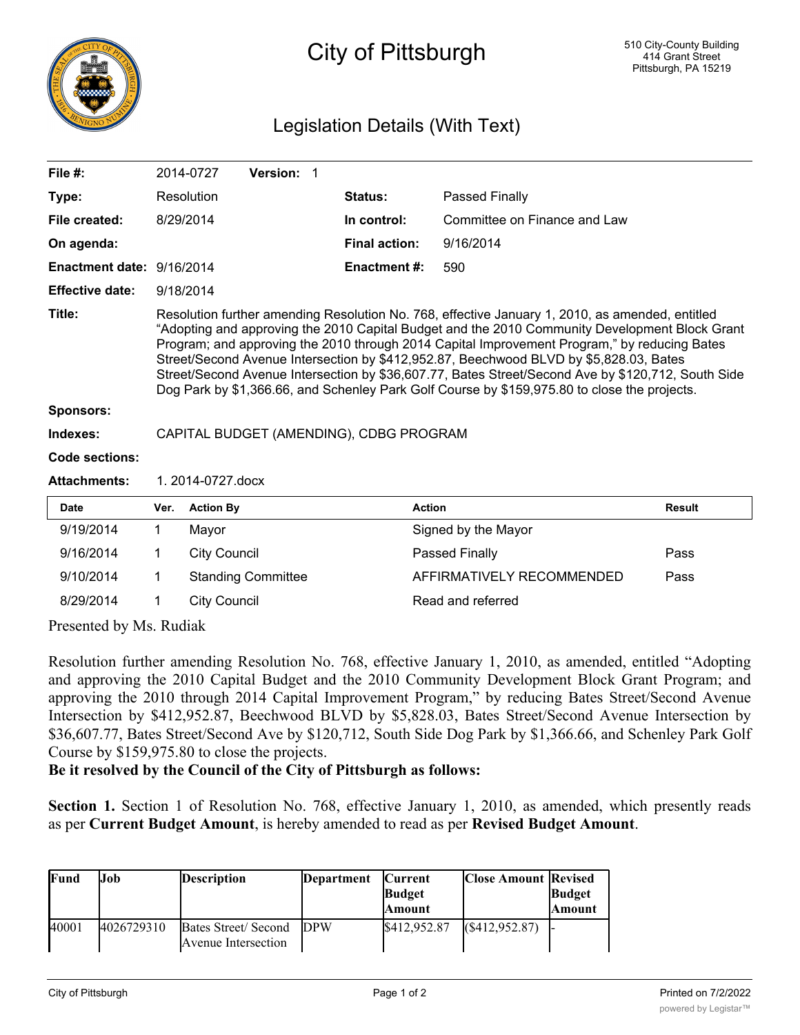# City of Pittsburgh

510 City-County Building
414 Grant Street
Pittsburgh, PA 15219

## Legislation Details (With Text)

| | | | |
|---|---|---|---|
| **File #:** | 2014-0727 **Version:** 1 | | |
| **Type:** | Resolution | **Status:** | Passed Finally |
| **File created:** | 8/29/2014 | **In control:** | Committee on Finance and Law |
| **On agenda:** | | **Final action:** | 9/16/2014 |
| **Enactment date:** | 9/16/2014 | **Enactment #:** | 590 |
| **Effective date:** | 9/18/2014 | | |

**Title:** Resolution further amending Resolution No. 768, effective January 1, 2010, as amended, entitled "Adopting and approving the 2010 Capital Budget and the 2010 Community Development Block Grant Program; and approving the 2010 through 2014 Capital Improvement Program," by reducing Bates Street/Second Avenue Intersection by $412,952.87, Beechwood BLVD by $5,828.03, Bates Street/Second Avenue Intersection by $36,607.77, Bates Street/Second Ave by $120,712, South Side Dog Park by $1,366.66, and Schenley Park Golf Course by $159,975.80 to close the projects.

**Sponsors:**

**Indexes:** CAPITAL BUDGET (AMENDING), CDBG PROGRAM

**Code sections:**

**Attachments:** 1. 2014-0727.docx

| Date | Ver. | Action By | Action | Result |
|---|---|---|---|---|
| 9/19/2014 | 1 | Mayor | Signed by the Mayor | |
| 9/16/2014 | 1 | City Council | Passed Finally | Pass |
| 9/10/2014 | 1 | Standing Committee | AFFIRMATIVELY RECOMMENDED | Pass |
| 8/29/2014 | 1 | City Council | Read and referred | |

Presented by Ms. Rudiak

Resolution further amending Resolution No. 768, effective January 1, 2010, as amended, entitled "Adopting and approving the 2010 Capital Budget and the 2010 Community Development Block Grant Program; and approving the 2010 through 2014 Capital Improvement Program," by reducing Bates Street/Second Avenue Intersection by $412,952.87, Beechwood BLVD by $5,828.03, Bates Street/Second Avenue Intersection by $36,607.77, Bates Street/Second Ave by $120,712, South Side Dog Park by $1,366.66, and Schenley Park Golf Course by $159,975.80 to close the projects.

**Be it resolved by the Council of the City of Pittsburgh as follows:**

**Section 1.** Section 1 of Resolution No. 768, effective January 1, 2010, as amended, which presently reads as per **Current Budget Amount**, is hereby amended to read as per **Revised Budget Amount**.

| Fund | Job | Description | Department | Current Budget Amount | Close Amount | Revised Budget Amount |
|---|---|---|---|---|---|---|
| 40001 | 4026729310 | Bates Street/ Second Avenue Intersection | DPW | $412,952.87 | ($412,952.87) | - |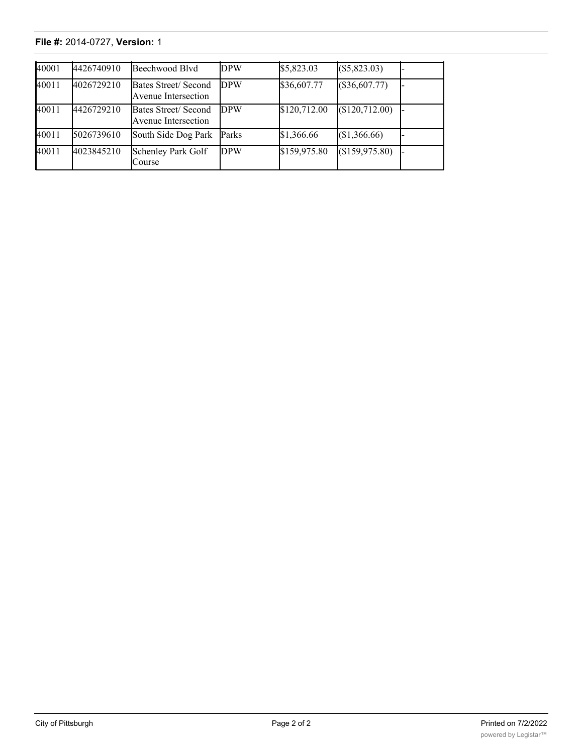| | | | | | | |
|---|---|---|---|---|---|---|
| 40001 | 4426740910 | Beechwood Blvd | DPW | $5,823.03 | ($5,823.03) | - |
| 40011 | 4026729210 | Bates Street/ Second Avenue Intersection | DPW | $36,607.77 | ($36,607.77) | - |
| 40011 | 4426729210 | Bates Street/ Second Avenue Intersection | DPW | $120,712.00 | ($120,712.00) | - |
| 40011 | 5026739610 | South Side Dog Park | Parks | $1,366.66 | ($1,366.66) | - |
| 40011 | 4023845210 | Schenley Park Golf Course | DPW | $159,975.80 | ($159,975.80) | - |